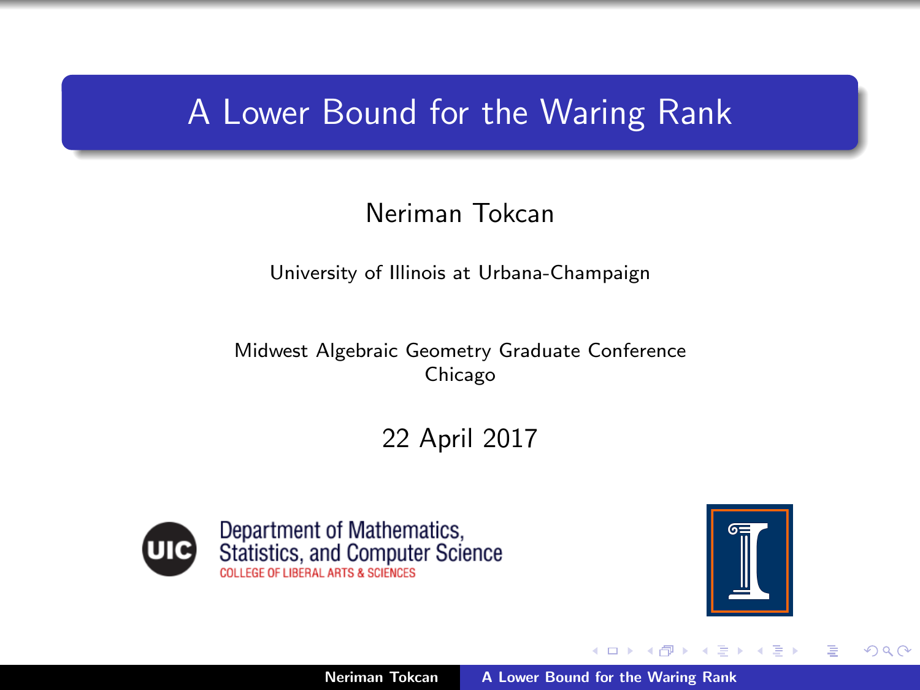# A Lower Bound for the Waring Rank

Neriman Tokcan

University of Illinois at Urbana-Champaign

Midwest Algebraic Geometry Graduate Conference
Chicago

22 April 2017

Department of Mathematics, Statistics, and Computer Science
COLLEGE OF LIBERAL ARTS & SCIENCES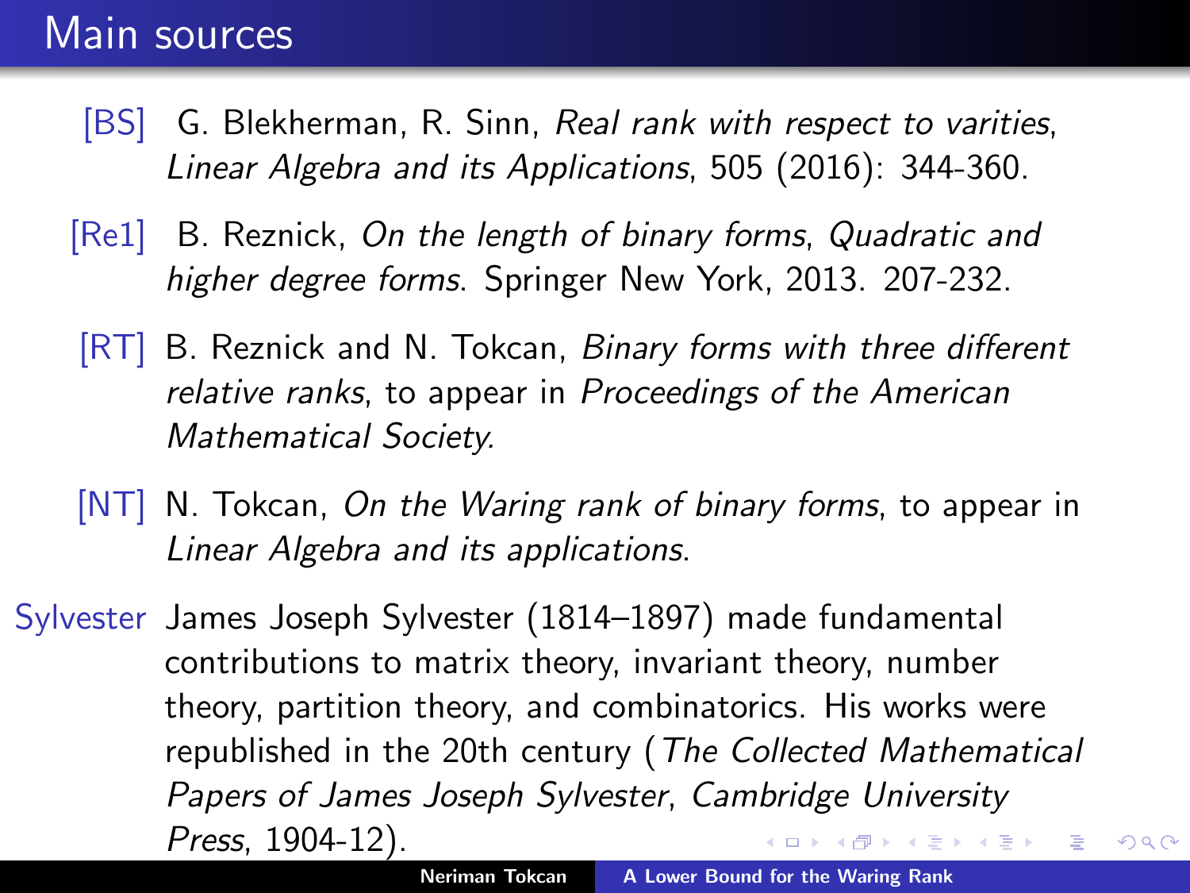# Main sources

[BS] G. Blekherman, R. Sinn, *Real rank with respect to varities*, *Linear Algebra and its Applications*, 505 (2016): 344-360.

[Re1] B. Reznick, *On the length of binary forms*, *Quadratic and higher degree forms*. Springer New York, 2013. 207-232.

[RT] B. Reznick and N. Tokcan, *Binary forms with three different relative ranks*, to appear in *Proceedings of the American Mathematical Society.*

[NT] N. Tokcan, *On the Waring rank of binary forms*, to appear in *Linear Algebra and its applications*.

Sylvester James Joseph Sylvester (1814–1897) made fundamental contributions to matrix theory, invariant theory, number theory, partition theory, and combinatorics. His works were republished in the 20th century (*The Collected Mathematical Papers of James Joseph Sylvester*, *Cambridge University Press*, 1904-12).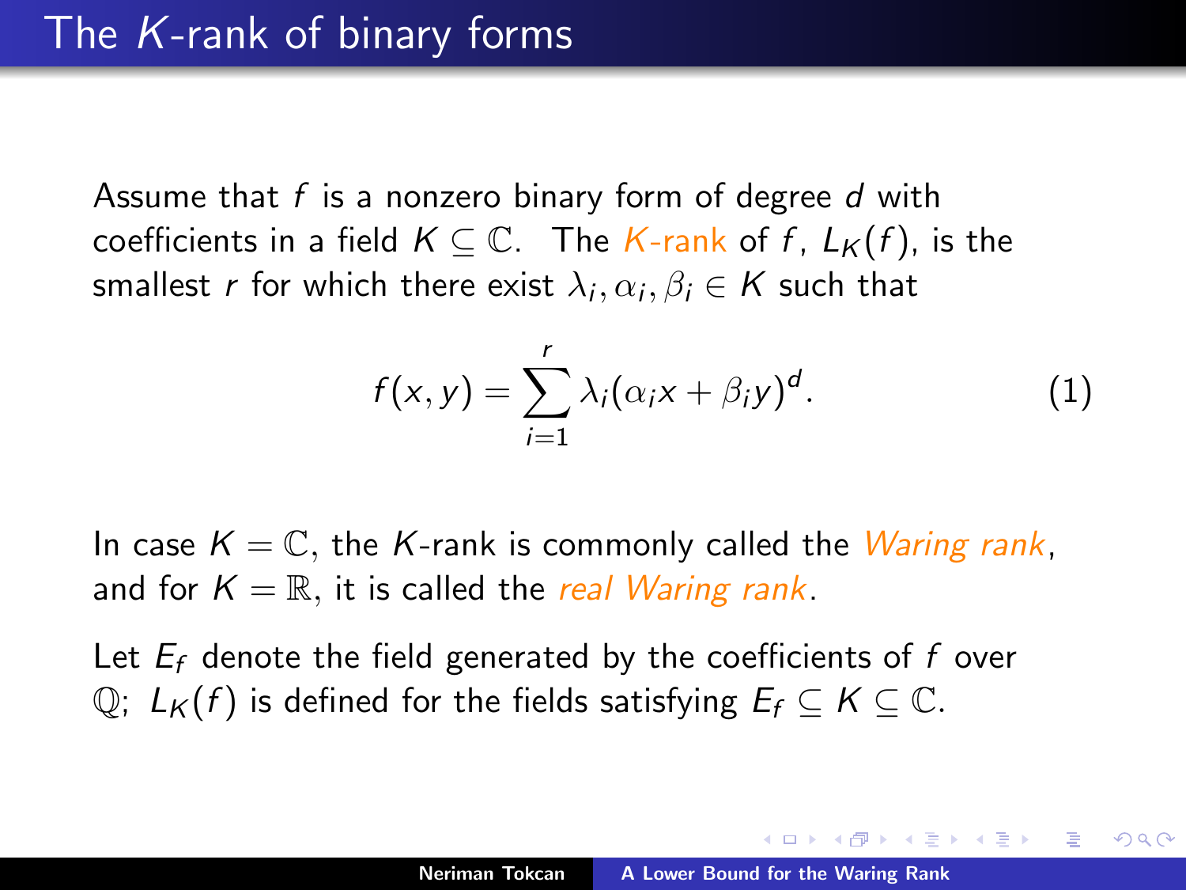# The $K$-rank of binary forms

Assume that $f$ is a nonzero binary form of degree $d$ with coefficients in a field $K \subseteq \mathbb{C}$. The *$K$-rank* of $f$, $L_K(f)$, is the smallest $r$ for which there exist $\lambda_i, \alpha_i, \beta_i \in K$ such that

$$f(x, y) = \sum_{i=1}^{r} \lambda_i (\alpha_i x + \beta_i y)^d. \tag{1}$$

In case $K = \mathbb{C}$, the $K$-rank is commonly called the *Waring rank*, and for $K = \mathbb{R}$, it is called the *real Waring rank*.

Let $E_f$ denote the field generated by the coefficients of $f$ over $\mathbb{Q}$; $L_K(f)$ is defined for the fields satisfying $E_f \subseteq K \subseteq \mathbb{C}$.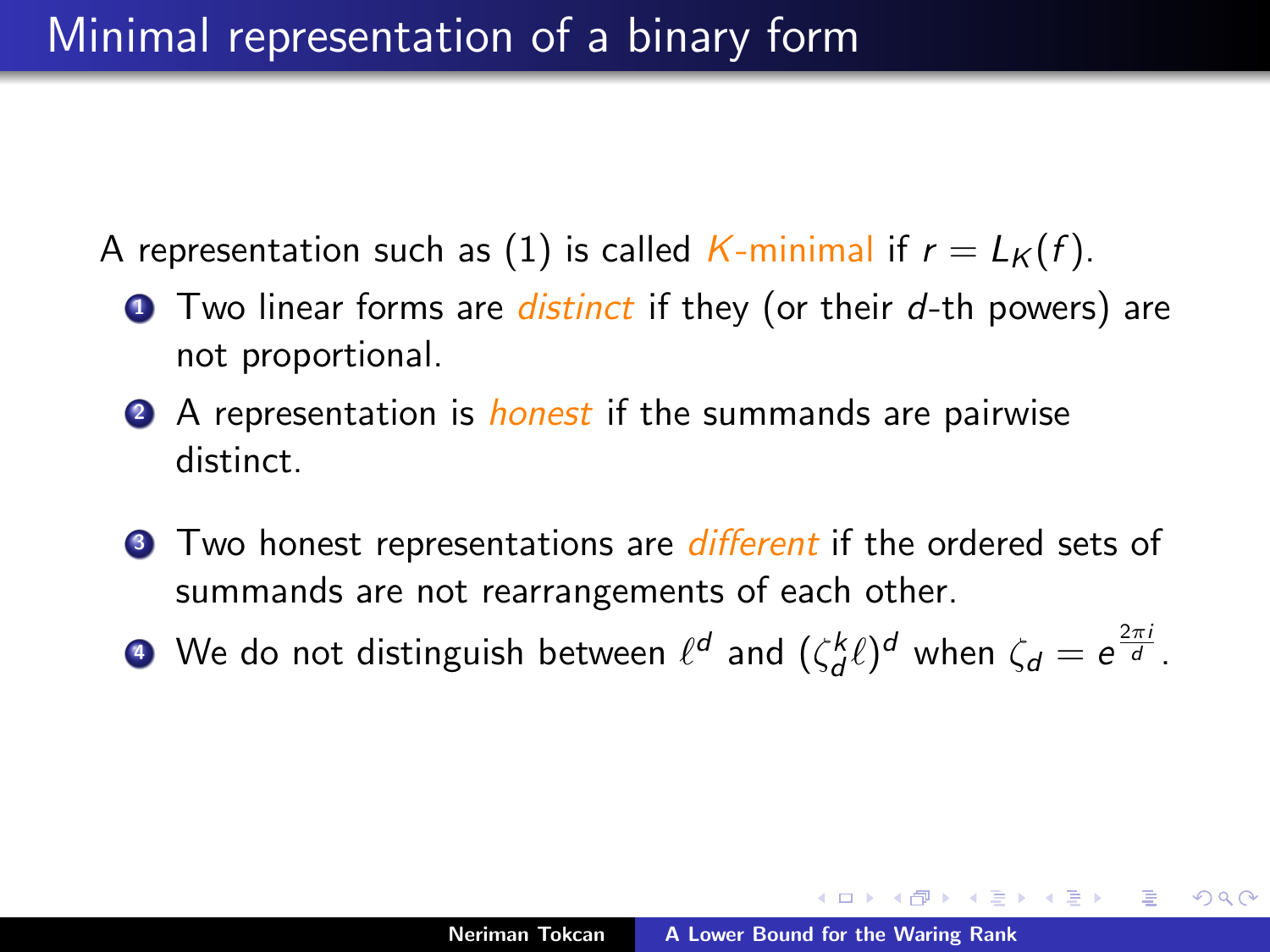# Minimal representation of a binary form

A representation such as (1) is called *$K$-minimal* if $r = L_K(f)$.

1. Two linear forms are *distinct* if they (or their $d$-th powers) are not proportional.
2. A representation is *honest* if the summands are pairwise distinct.
3. Two honest representations are *different* if the ordered sets of summands are not rearrangements of each other.
4. We do not distinguish between $\ell^d$ and $(\zeta_d^k \ell)^d$ when $\zeta_d = e^{\frac{2\pi i}{d}}$.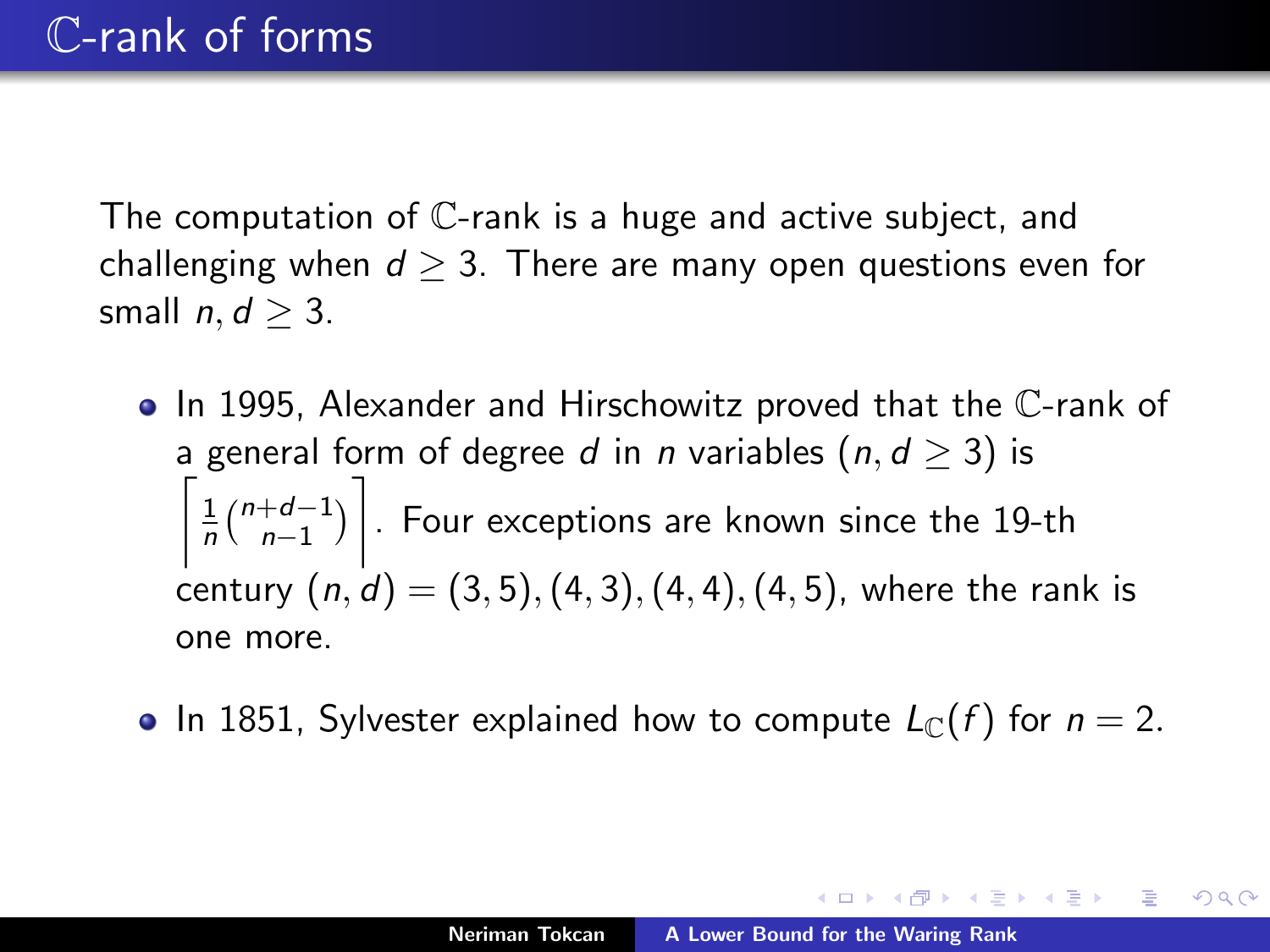# $\mathbb{C}$-rank of forms

The computation of $\mathbb{C}$-rank is a huge and active subject, and challenging when $d \geq 3$. There are many open questions even for small $n, d \geq 3$.

- In 1995, Alexander and Hirschowitz proved that the $\mathbb{C}$-rank of a general form of degree $d$ in $n$ variables ($n, d \geq 3$) is $\left\lceil \frac{1}{n}\binom{n+d-1}{n-1} \right\rceil$. Four exceptions are known since the 19-th century $(n, d) = (3,5), (4,3), (4,4), (4,5)$, where the rank is one more.
- In 1851, Sylvester explained how to compute $L_{\mathbb{C}}(f)$ for $n = 2$.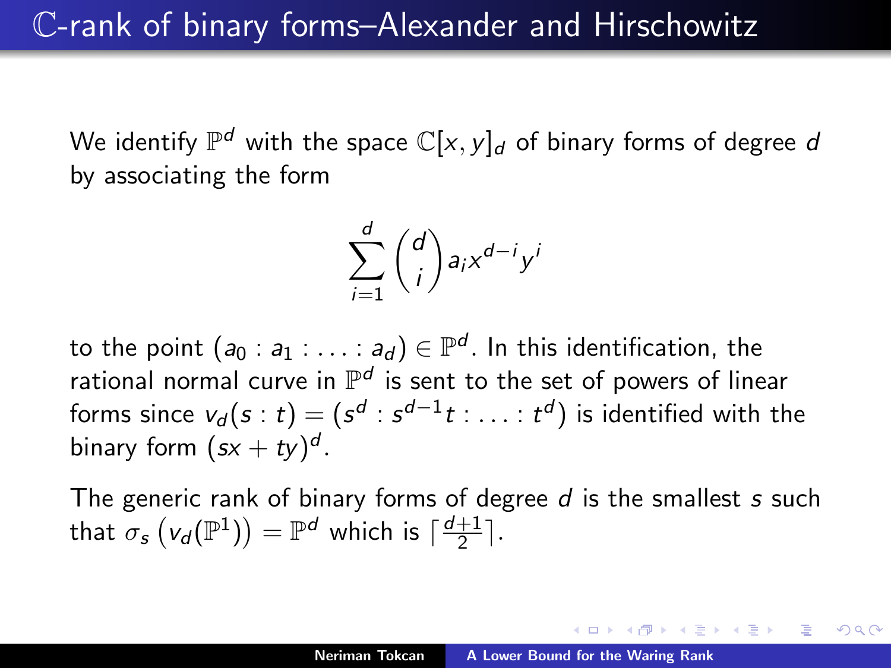# $\mathbb{C}$-rank of binary forms–Alexander and Hirschowitz

We identify $\mathbb{P}^d$ with the space $\mathbb{C}[x, y]_d$ of binary forms of degree $d$ by associating the form

$$\sum_{i=1}^{d} \binom{d}{i} a_i x^{d-i} y^i$$

to the point $(a_0 : a_1 : \ldots : a_d) \in \mathbb{P}^d$. In this identification, the rational normal curve in $\mathbb{P}^d$ is sent to the set of powers of linear forms since $v_d(s : t) = (s^d : s^{d-1}t : \ldots : t^d)$ is identified with the binary form $(sx + ty)^d$.

The generic rank of binary forms of degree $d$ is the smallest $s$ such that $\sigma_s\left(v_d(\mathbb{P}^1)\right) = \mathbb{P}^d$ which is $\lceil \frac{d+1}{2} \rceil$.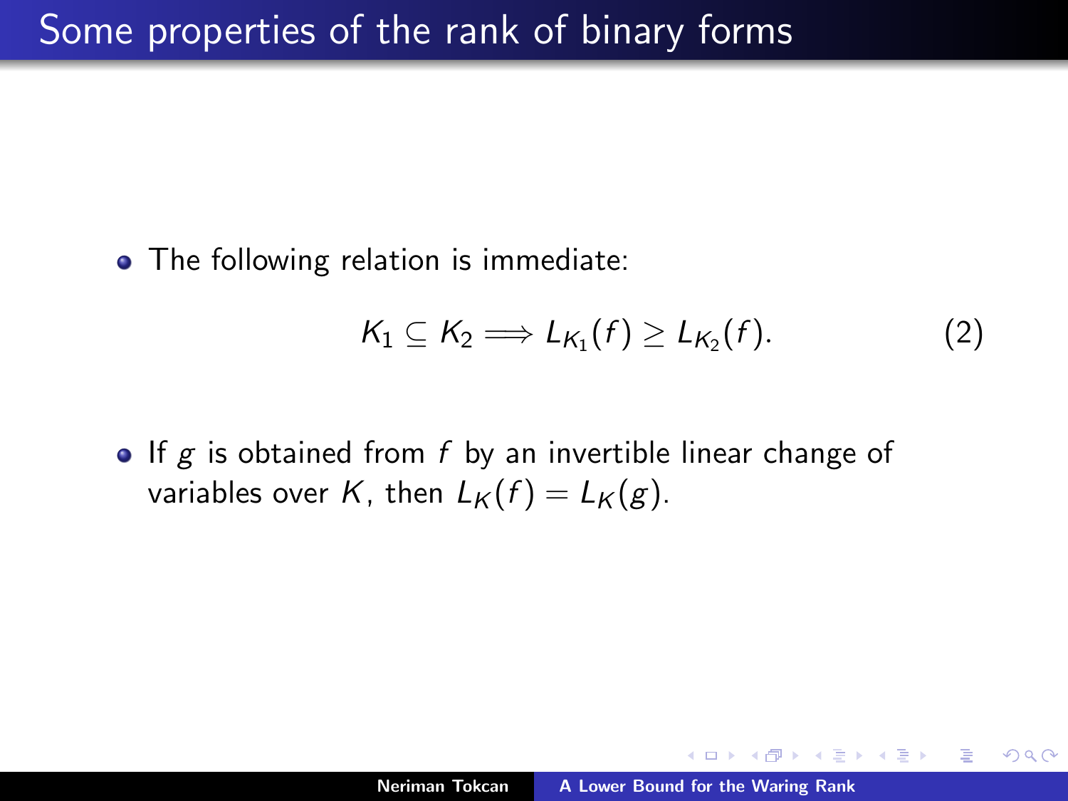## Some properties of the rank of binary forms

- The following relation is immediate:

$$K_1 \subseteq K_2 \Longrightarrow L_{K_1}(f) \geq L_{K_2}(f). \tag{2}$$

- If $g$ is obtained from $f$ by an invertible linear change of variables over $K$, then $L_K(f) = L_K(g)$.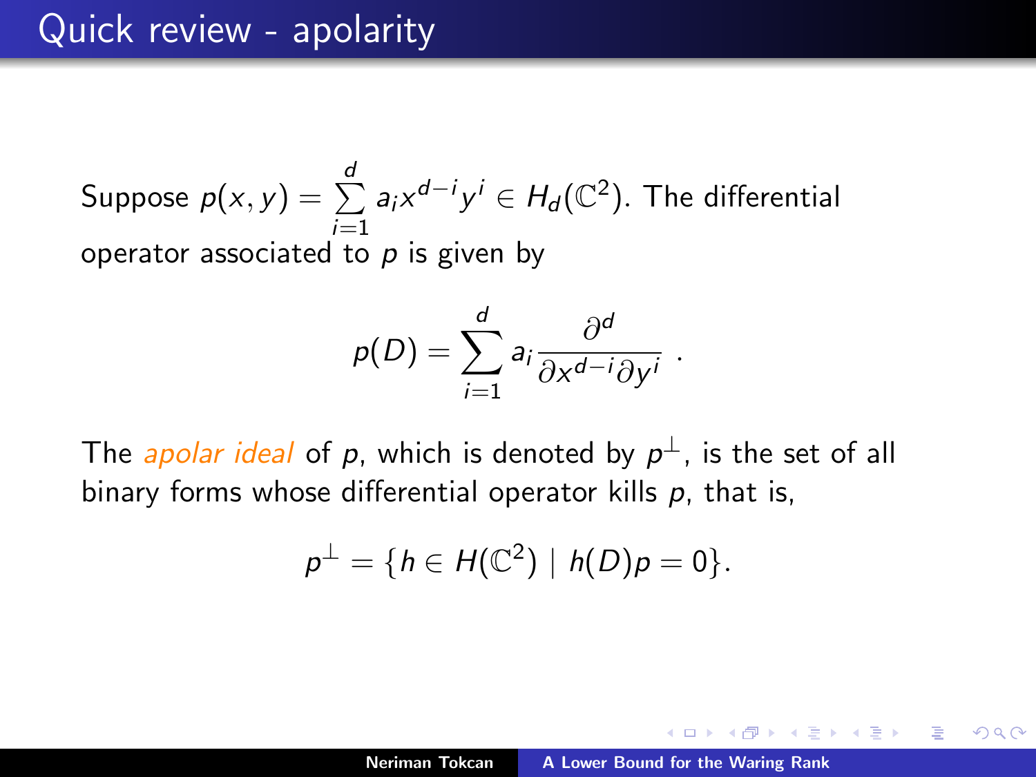# Quick review - apolarity

Suppose $p(x, y) = \sum_{i=1}^{d} a_i x^{d-i} y^i \in H_d(\mathbb{C}^2)$. The differential operator associated to $p$ is given by

$$p(D) = \sum_{i=1}^{d} a_i \frac{\partial^d}{\partial x^{d-i} \partial y^i} \ .$$

The *apolar ideal* of $p$, which is denoted by $p^\perp$, is the set of all binary forms whose differential operator kills $p$, that is,

$$p^\perp = \{h \in H(\mathbb{C}^2) \mid h(D)p = 0\}.$$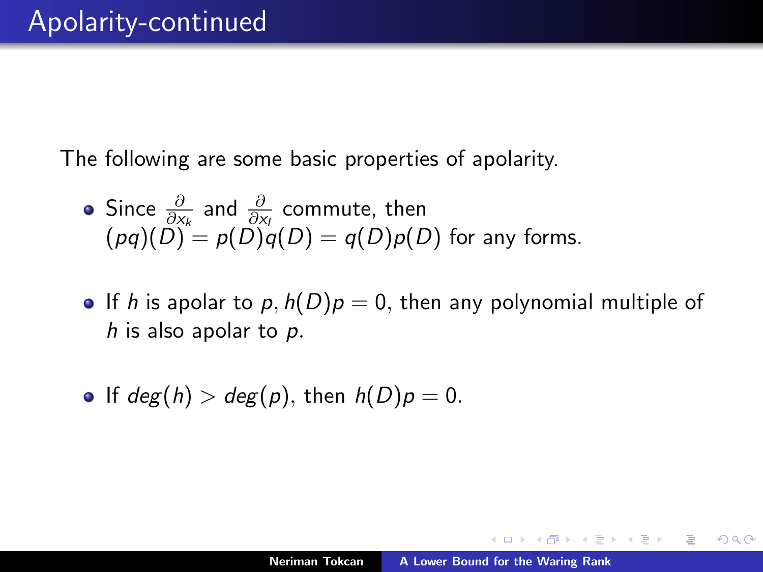# Apolarity-continued

The following are some basic properties of apolarity.

- Since $\frac{\partial}{\partial x_k}$ and $\frac{\partial}{\partial x_l}$ commute, then $(pq)(D) = p(D)q(D) = q(D)p(D)$ for any forms.

- If $h$ is apolar to $p$, $h(D)p = 0$, then any polynomial multiple of $h$ is also apolar to $p$.

- If $deg(h) > deg(p)$, then $h(D)p = 0$.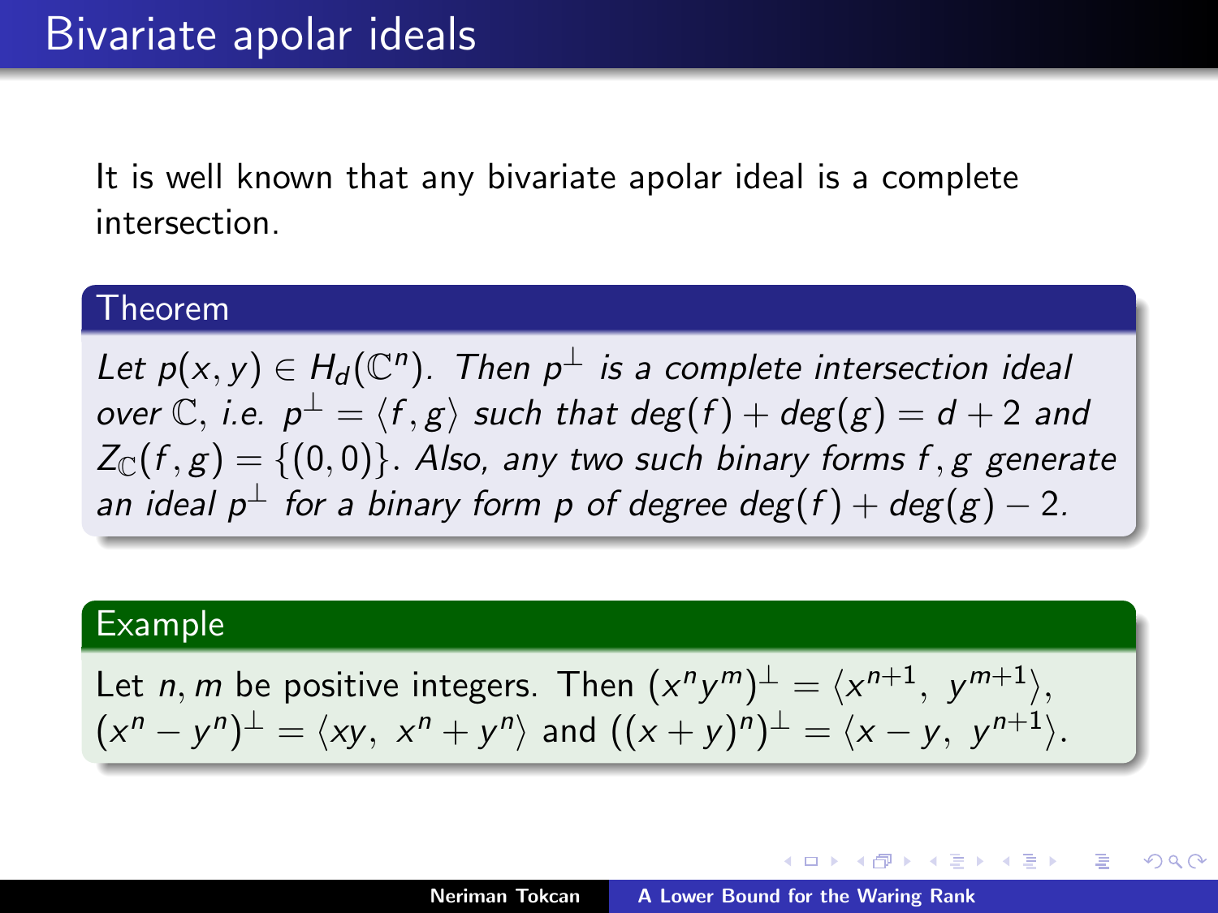# Bivariate apolar ideals

It is well known that any bivariate apolar ideal is a complete intersection.

**Theorem**

*Let $p(x, y) \in H_d(\mathbb{C}^n)$. Then $p^{\perp}$ is a complete intersection ideal over $\mathbb{C}$, i.e. $p^{\perp} = \langle f, g \rangle$ such that $deg(f) + deg(g) = d + 2$ and $Z_{\mathbb{C}}(f, g) = \{(0, 0)\}$. Also, any two such binary forms $f, g$ generate an ideal $p^{\perp}$ for a binary form $p$ of degree $deg(f) + deg(g) - 2$.*

**Example**

Let $n, m$ be positive integers. Then $(x^n y^m)^{\perp} = \langle x^{n+1},\ y^{m+1} \rangle$, $(x^n - y^n)^{\perp} = \langle xy,\ x^n + y^n \rangle$ and $((x + y)^n)^{\perp} = \langle x - y,\ y^{n+1} \rangle$.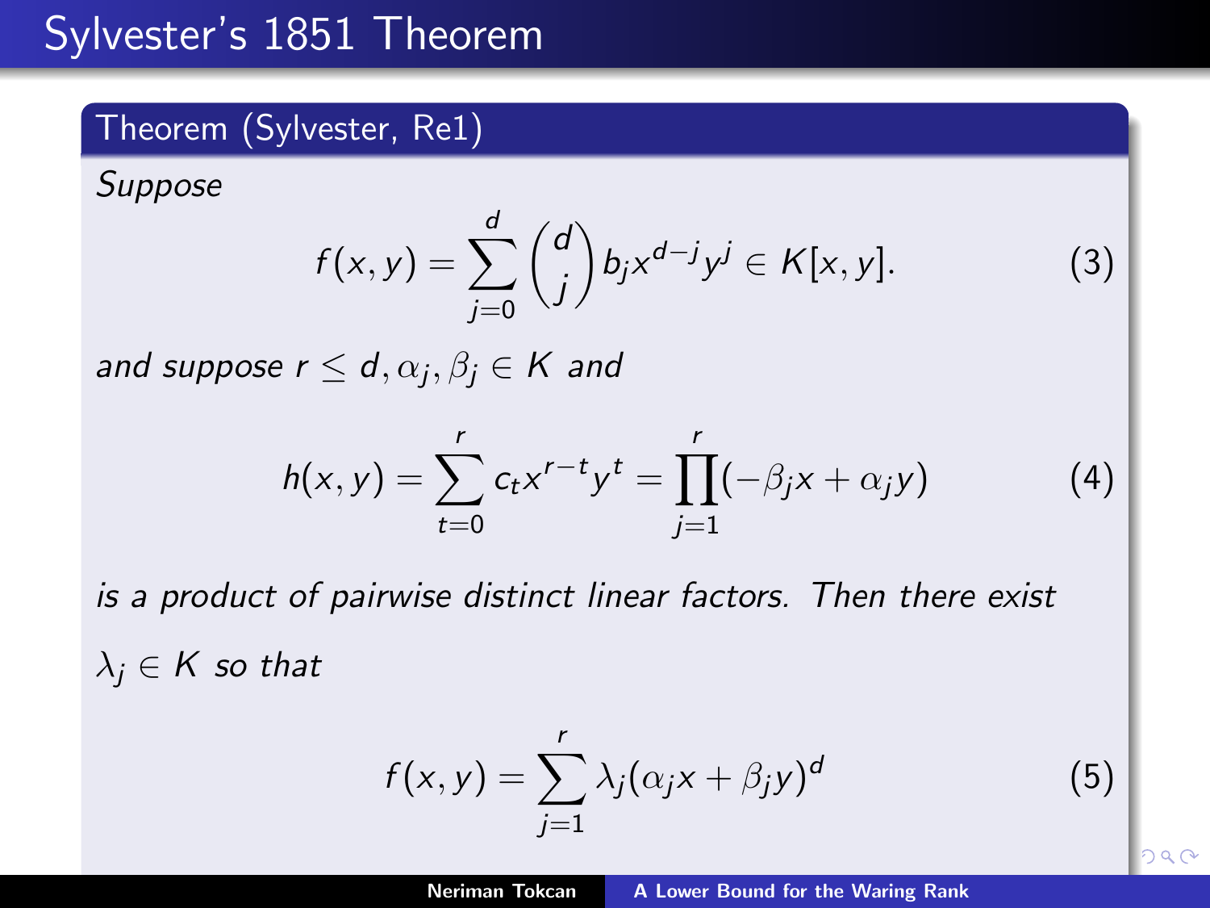# Sylvester's 1851 Theorem

**Theorem (Sylvester, Re1)**

*Suppose*

$$f(x,y) = \sum_{j=0}^{d} \binom{d}{j} b_j x^{d-j} y^j \in K[x,y]. \tag{3}$$

*and suppose* $r \leq d, \alpha_j, \beta_j \in K$ *and*

$$h(x,y) = \sum_{t=0}^{r} c_t x^{r-t} y^t = \prod_{j=1}^{r} (-\beta_j x + \alpha_j y) \tag{4}$$

*is a product of pairwise distinct linear factors. Then there exist* $\lambda_j \in K$ *so that*

$$f(x,y) = \sum_{j=1}^{r} \lambda_j (\alpha_j x + \beta_j y)^d \tag{5}$$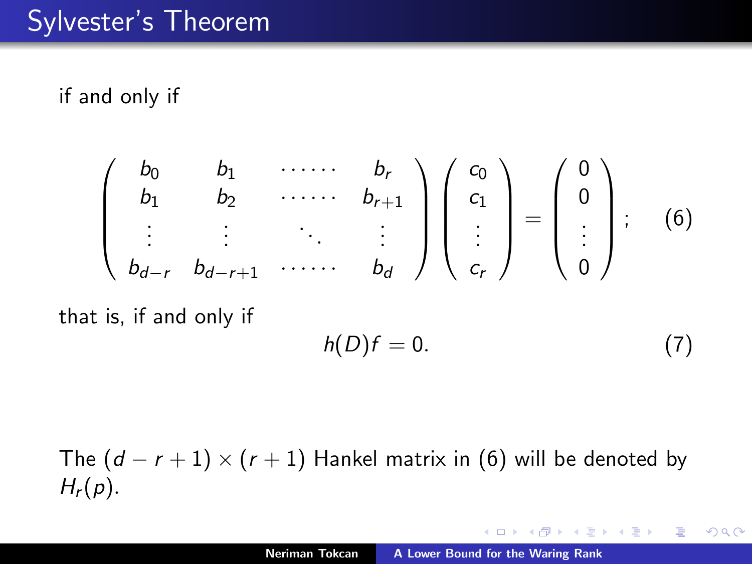## Sylvester's Theorem

if and only if

$$
\begin{pmatrix}
b_0 & b_1 & \cdots\cdots & b_r \\
b_1 & b_2 & \cdots\cdots & b_{r+1} \\
\vdots & \vdots & \ddots & \vdots \\
b_{d-r} & b_{d-r+1} & \cdots\cdots & b_d
\end{pmatrix}
\begin{pmatrix}
c_0 \\
c_1 \\
\vdots \\
c_r
\end{pmatrix}
=
\begin{pmatrix}
0 \\
0 \\
\vdots \\
0
\end{pmatrix}; \tag{6}
$$

that is, if and only if

$$h(D)f = 0. \tag{7}$$

The $(d - r + 1) \times (r + 1)$ Hankel matrix in (6) will be denoted by $H_r(p)$.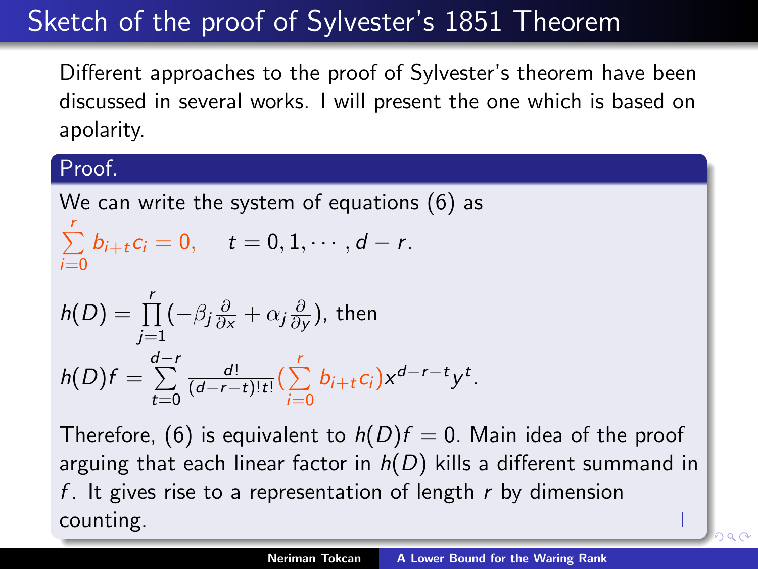# Sketch of the proof of Sylvester's 1851 Theorem

Different approaches to the proof of Sylvester's theorem have been discussed in several works. I will present the one which is based on apolarity.

**Proof.**

We can write the system of equations (6) as

$$\sum_{i=0}^{r} b_{i+t} c_i = 0, \quad t = 0, 1, \cdots, d-r.$$

$h(D) = \prod_{j=1}^{r} (-\beta_j \frac{\partial}{\partial x} + \alpha_j \frac{\partial}{\partial y})$, then

$$h(D)f = \sum_{t=0}^{d-r} \frac{d!}{(d-r-t)!t!} \left(\sum_{i=0}^{r} b_{i+t} c_i\right) x^{d-r-t} y^t.$$

Therefore, (6) is equivalent to $h(D)f = 0$. Main idea of the proof arguing that each linear factor in $h(D)$ kills a different summand in $f$. It gives rise to a representation of length $r$ by dimension counting. □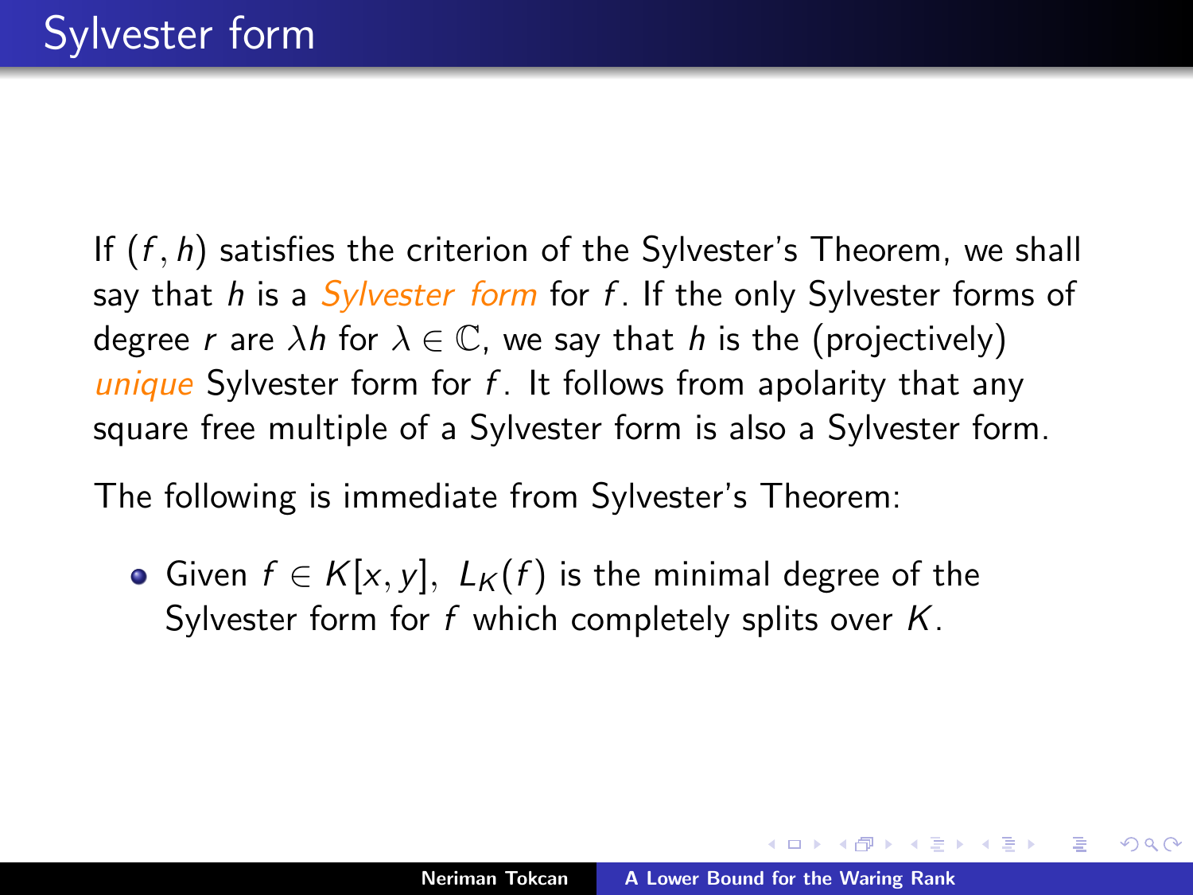# Sylvester form

If $(f, h)$ satisfies the criterion of the Sylvester's Theorem, we shall say that $h$ is a *Sylvester form* for $f$. If the only Sylvester forms of degree $r$ are $\lambda h$ for $\lambda \in \mathbb{C}$, we say that $h$ is the (projectively) *unique* Sylvester form for $f$. It follows from apolarity that any square free multiple of a Sylvester form is also a Sylvester form.

The following is immediate from Sylvester's Theorem:

- Given $f \in K[x, y]$, $L_K(f)$ is the minimal degree of the Sylvester form for $f$ which completely splits over $K$.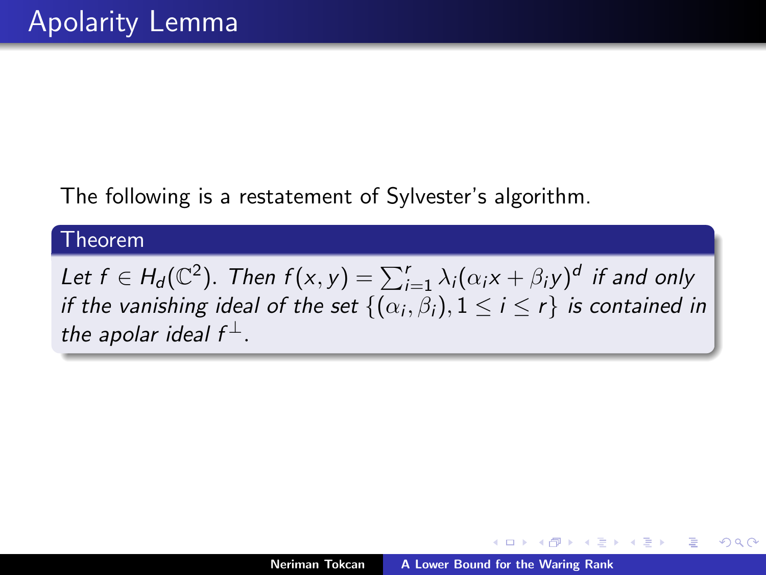# Apolarity Lemma

The following is a restatement of Sylvester's algorithm.

**Theorem**

*Let $f \in H_d(\mathbb{C}^2)$. Then $f(x, y) = \sum_{i=1}^{r} \lambda_i(\alpha_i x + \beta_i y)^d$ if and only if the vanishing ideal of the set $\{(\alpha_i, \beta_i), 1 \leq i \leq r\}$ is contained in the apolar ideal $f^{\perp}$.*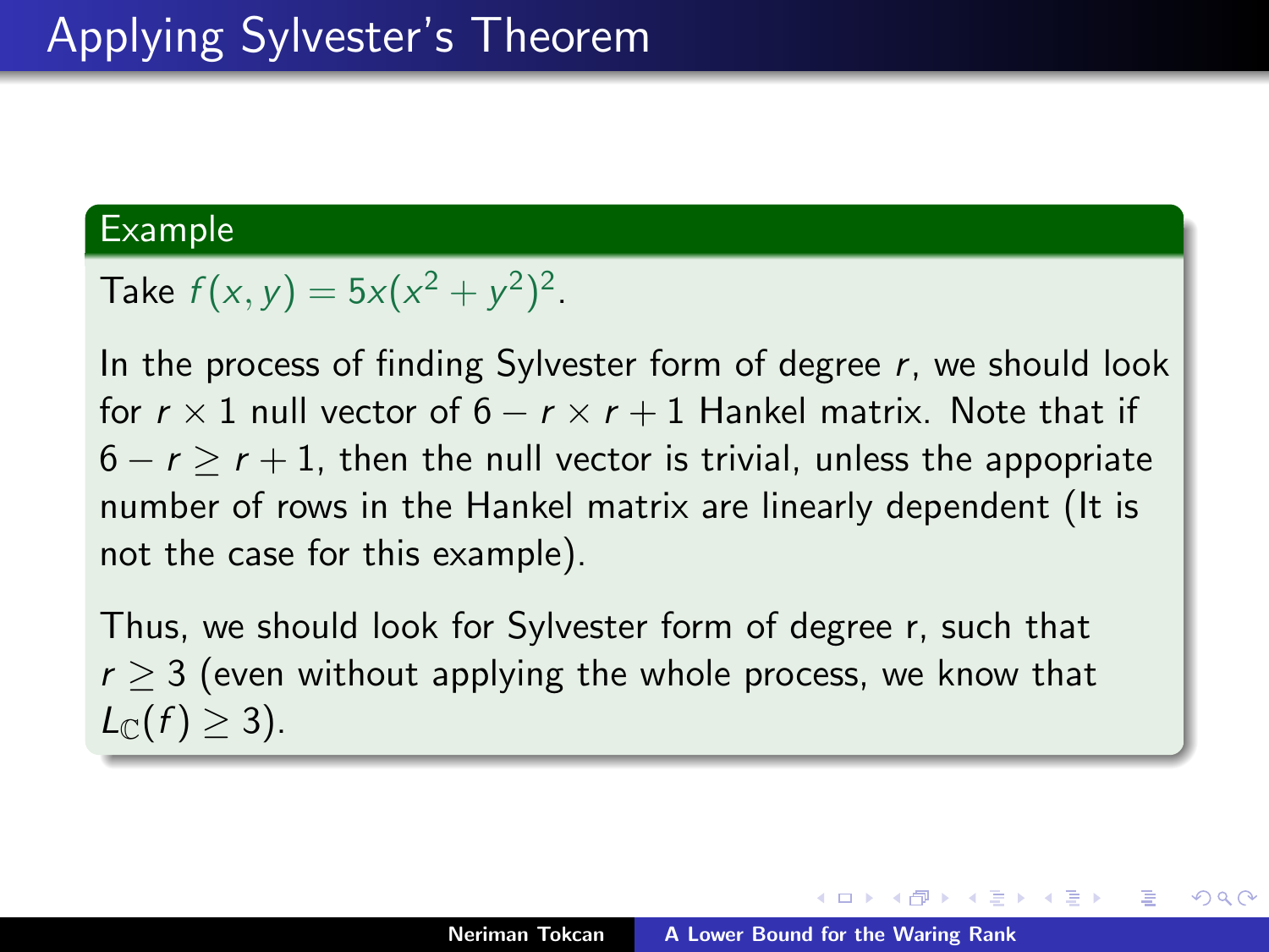# Applying Sylvester's Theorem

**Example**

Take $f(x, y) = 5x(x^2 + y^2)^2$.

In the process of finding Sylvester form of degree $r$, we should look for $r \times 1$ null vector of $6 - r \times r + 1$ Hankel matrix. Note that if $6 - r \geq r + 1$, then the null vector is trivial, unless the appopriate number of rows in the Hankel matrix are linearly dependent (It is not the case for this example).

Thus, we should look for Sylvester form of degree r, such that $r \geq 3$ (even without applying the whole process, we know that $L_{\mathbb{C}}(f) \geq 3$).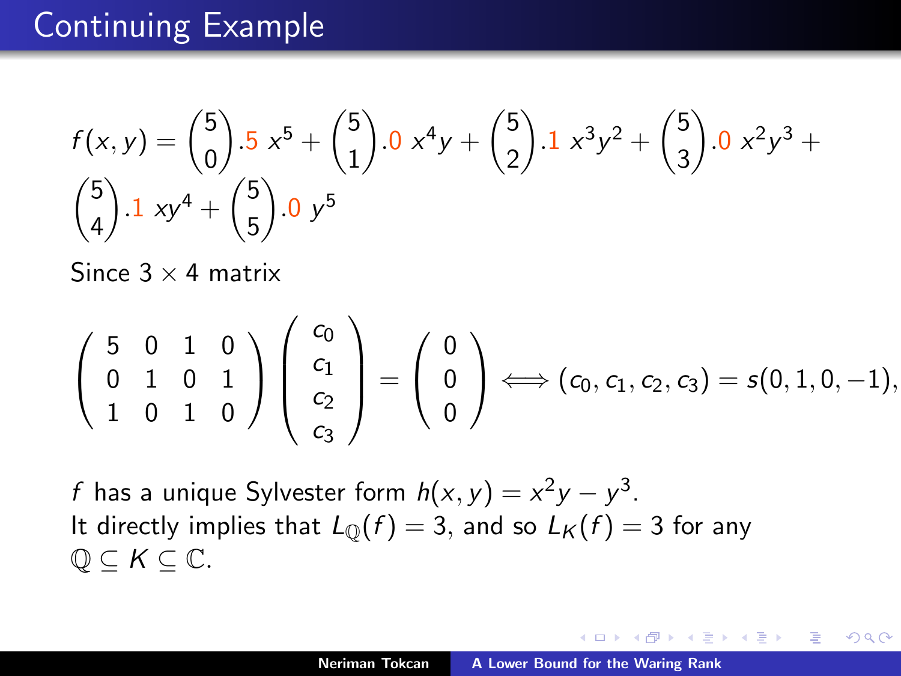# Continuing Example

$$f(x,y) = \binom{5}{0}.5\ x^5 + \binom{5}{1}.0\ x^4y + \binom{5}{2}.1\ x^3y^2 + \binom{5}{3}.0\ x^2y^3 + \binom{5}{4}.1\ xy^4 + \binom{5}{5}.0\ y^5$$

Since $3 \times 4$ matrix

$$\begin{pmatrix} 5 & 0 & 1 & 0 \\ 0 & 1 & 0 & 1 \\ 1 & 0 & 1 & 0 \end{pmatrix} \begin{pmatrix} c_0 \\ c_1 \\ c_2 \\ c_3 \end{pmatrix} = \begin{pmatrix} 0 \\ 0 \\ 0 \end{pmatrix} \iff (c_0, c_1, c_2, c_3) = s(0, 1, 0, -1),$$

$f$ has a unique Sylvester form $h(x,y) = x^2y - y^3$.
It directly implies that $L_{\mathbb{Q}}(f) = 3$, and so $L_K(f) = 3$ for any $\mathbb{Q} \subseteq K \subseteq \mathbb{C}$.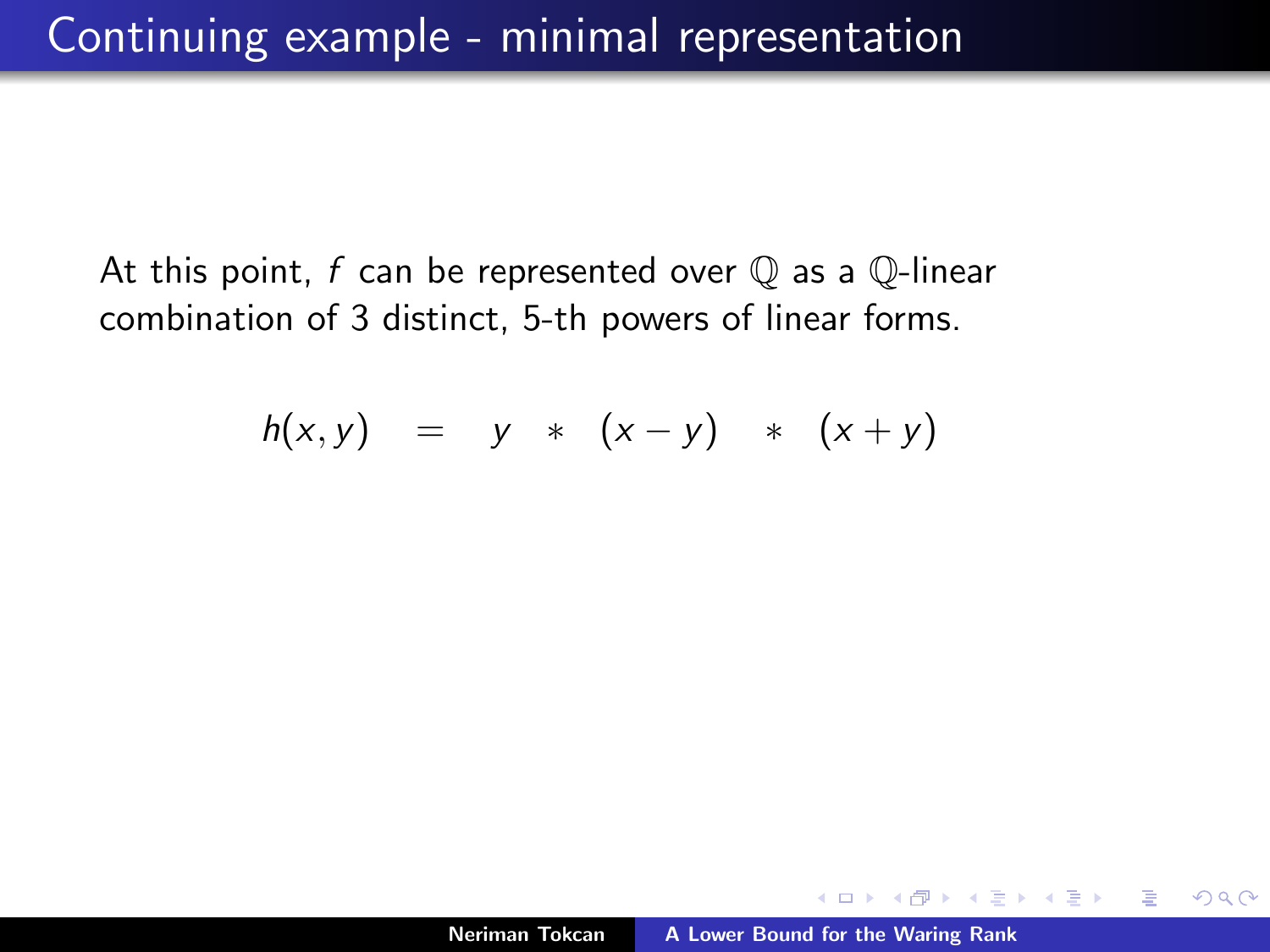# Continuing example - minimal representation

At this point, $f$ can be represented over $\mathbb{Q}$ as a $\mathbb{Q}$-linear combination of 3 distinct, 5-th powers of linear forms.

$$h(x, y) \quad = \quad y \quad * \quad (x - y) \quad * \quad (x + y)$$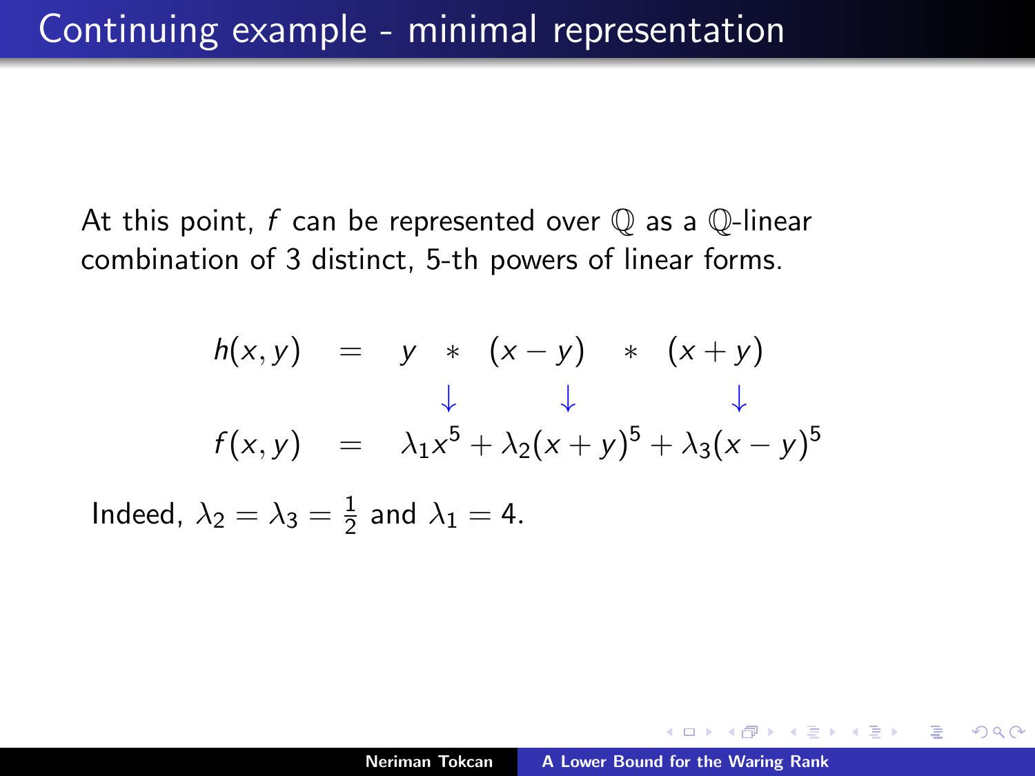## Continuing example - minimal representation

At this point, $f$ can be represented over $\mathbb{Q}$ as a $\mathbb{Q}$-linear combination of 3 distinct, 5-th powers of linear forms.

$$
\begin{array}{rcl}
h(x,y) & = & y \quad * \quad (x-y) \quad * \quad (x+y) \\
 & & \quad\ \ \downarrow \qquad\quad \downarrow \qquad\qquad\quad \downarrow \\
f(x,y) & = & \lambda_1 x^5 + \lambda_2 (x+y)^5 + \lambda_3 (x-y)^5
\end{array}
$$

Indeed, $\lambda_2 = \lambda_3 = \frac{1}{2}$ and $\lambda_1 = 4$.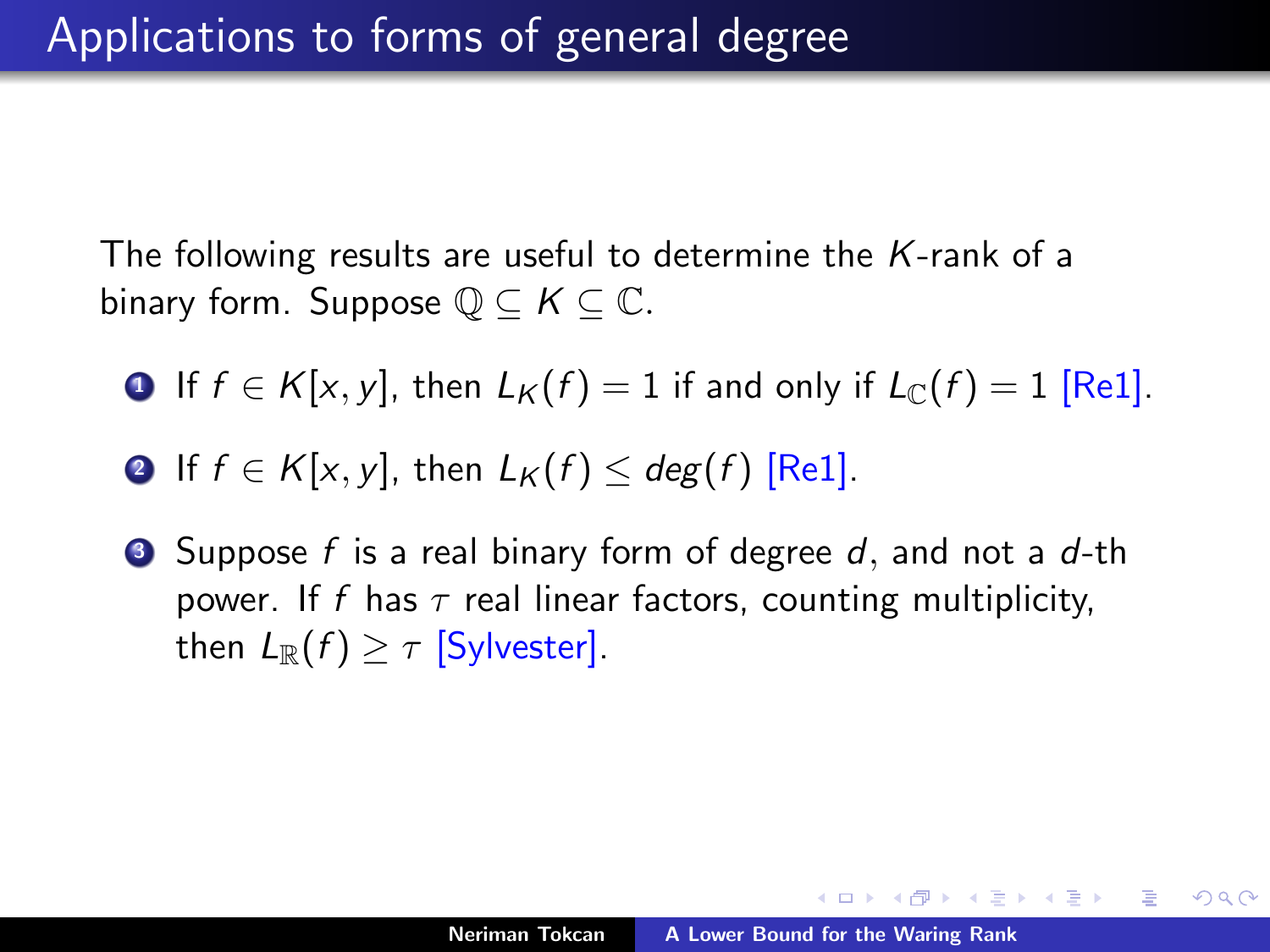# Applications to forms of general degree

The following results are useful to determine the $K$-rank of a binary form. Suppose $\mathbb{Q} \subseteq K \subseteq \mathbb{C}$.

1. If $f \in K[x, y]$, then $L_K(f) = 1$ if and only if $L_{\mathbb{C}}(f) = 1$ [Re1].
2. If $f \in K[x, y]$, then $L_K(f) \leq deg(f)$ [Re1].
3. Suppose $f$ is a real binary form of degree $d$, and not a $d$-th power. If $f$ has $\tau$ real linear factors, counting multiplicity, then $L_{\mathbb{R}}(f) \geq \tau$ [Sylvester].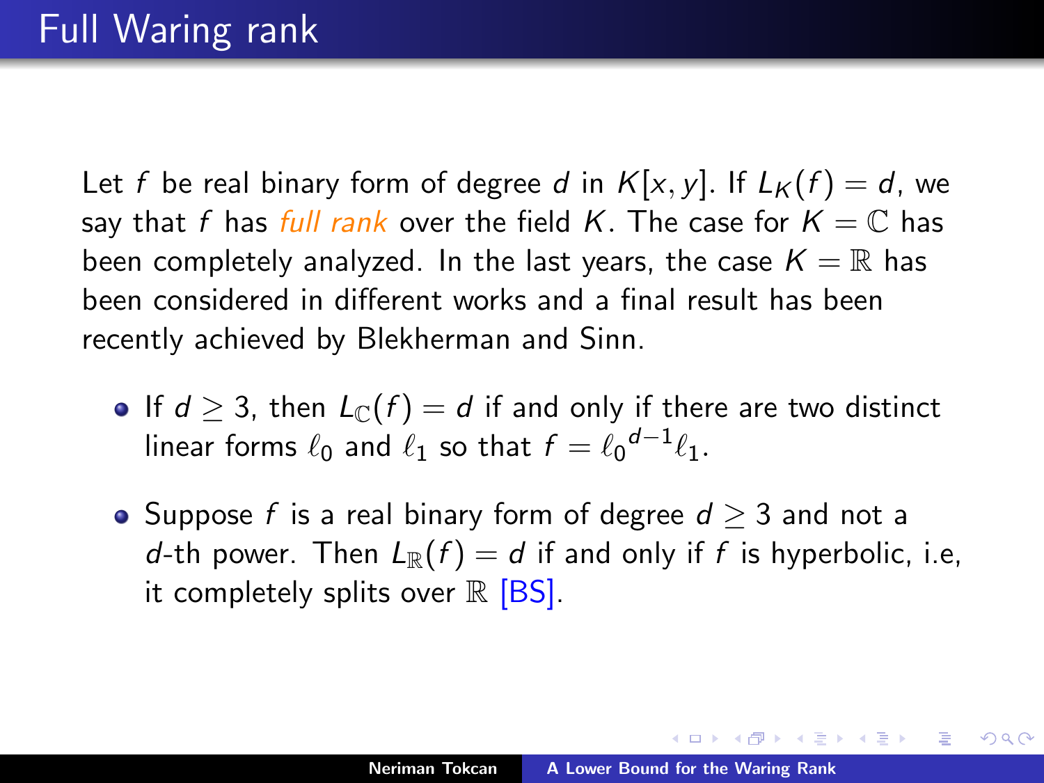# Full Waring rank

Let $f$ be real binary form of degree $d$ in $K[x, y]$. If $L_K(f) = d$, we say that $f$ has *full rank* over the field $K$. The case for $K = \mathbb{C}$ has been completely analyzed. In the last years, the case $K = \mathbb{R}$ has been considered in different works and a final result has been recently achieved by Blekherman and Sinn.

- If $d \geq 3$, then $L_{\mathbb{C}}(f) = d$ if and only if there are two distinct linear forms $\ell_0$ and $\ell_1$ so that $f = {\ell_0}^{d-1}\ell_1$.
- Suppose $f$ is a real binary form of degree $d \geq 3$ and not a $d$-th power. Then $L_{\mathbb{R}}(f) = d$ if and only if $f$ is hyperbolic, i.e, it completely splits over $\mathbb{R}$ [BS].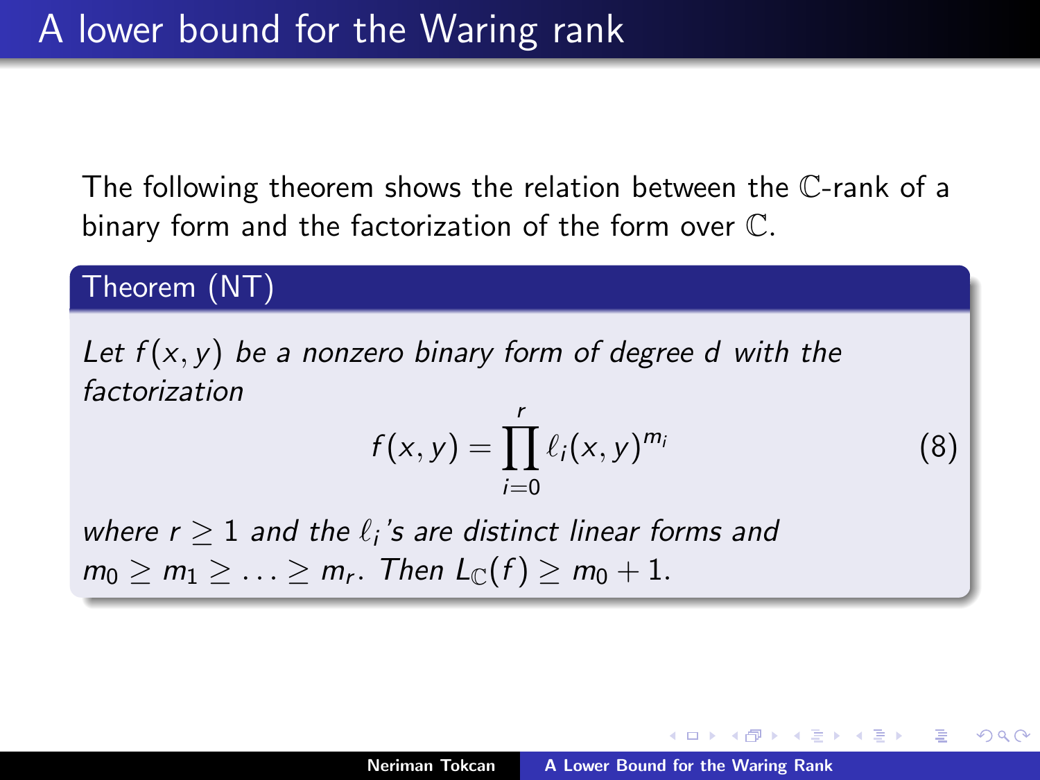# A lower bound for the Waring rank

The following theorem shows the relation between the $\mathbb{C}$-rank of a binary form and the factorization of the form over $\mathbb{C}$.

**Theorem (NT)**

*Let $f(x, y)$ be a nonzero binary form of degree $d$ with the factorization*

$$f(x, y) = \prod_{i=0}^{r} \ell_i(x, y)^{m_i} \tag{8}$$

*where $r \geq 1$ and the $\ell_i$'s are distinct linear forms and $m_0 \geq m_1 \geq \ldots \geq m_r$. Then $L_{\mathbb{C}}(f) \geq m_0 + 1$.*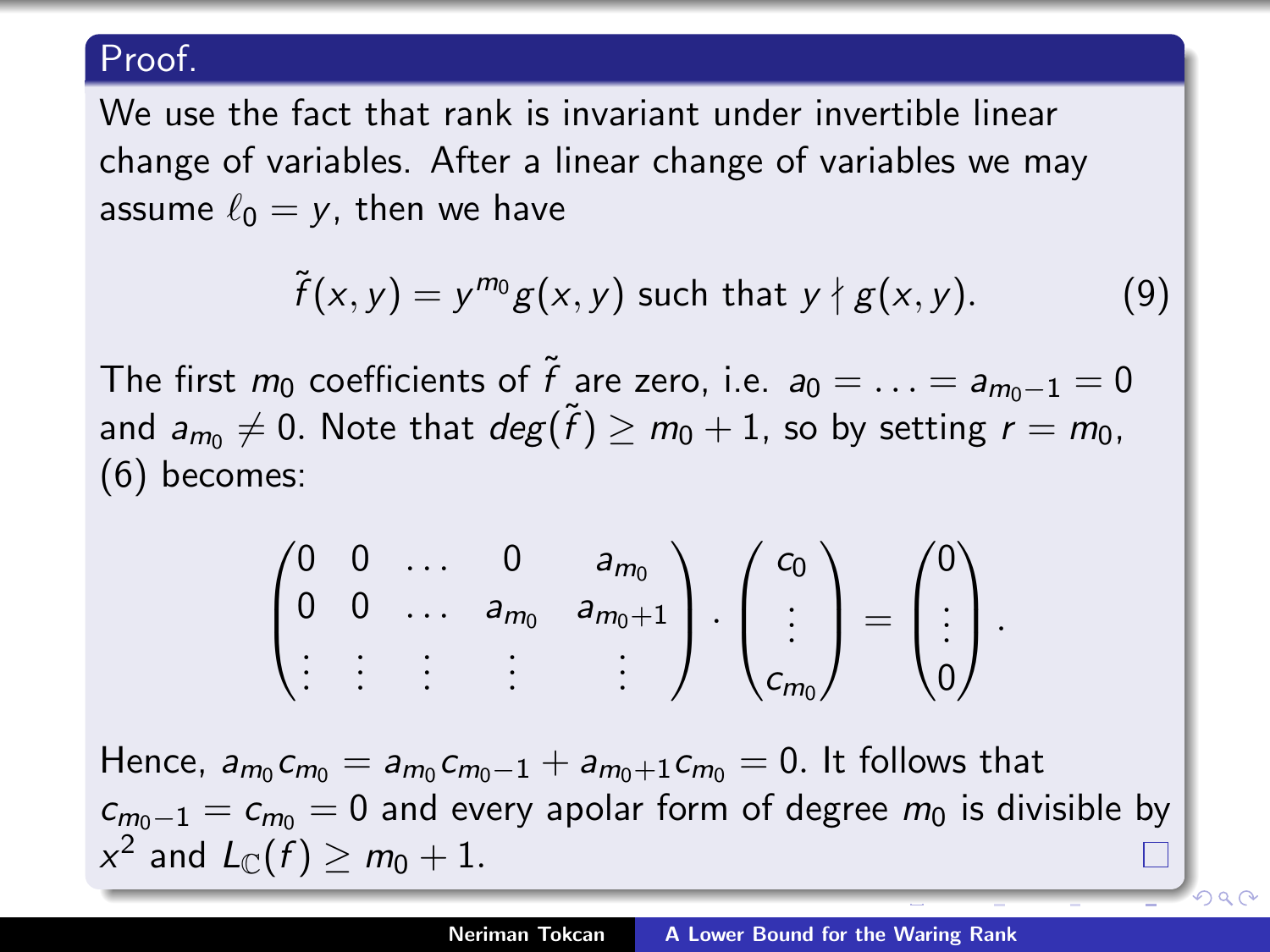**Proof.**

We use the fact that rank is invariant under invertible linear change of variables. After a linear change of variables we may assume $\ell_0 = y$, then we have

$$\tilde{f}(x,y) = y^{m_0} g(x,y) \text{ such that } y \nmid g(x,y). \tag{9}$$

The first $m_0$ coefficients of $\tilde{f}$ are zero, i.e. $a_0 = \ldots = a_{m_0-1} = 0$ and $a_{m_0} \neq 0$. Note that $deg(\tilde{f}) \geq m_0 + 1$, so by setting $r = m_0$, (6) becomes:

$$\begin{pmatrix} 0 & 0 & \ldots & 0 & a_{m_0} \\ 0 & 0 & \ldots & a_{m_0} & a_{m_0+1} \\ \vdots & \vdots & \vdots & \vdots & \vdots \end{pmatrix} \cdot \begin{pmatrix} c_0 \\ \vdots \\ c_{m_0} \end{pmatrix} = \begin{pmatrix} 0 \\ \vdots \\ 0 \end{pmatrix}.$$

Hence, $a_{m_0} c_{m_0} = a_{m_0} c_{m_0-1} + a_{m_0+1} c_{m_0} = 0$. It follows that $c_{m_0-1} = c_{m_0} = 0$ and every apolar form of degree $m_0$ is divisible by $x^2$ and $L_{\mathbb{C}}(f) \geq m_0 + 1$. □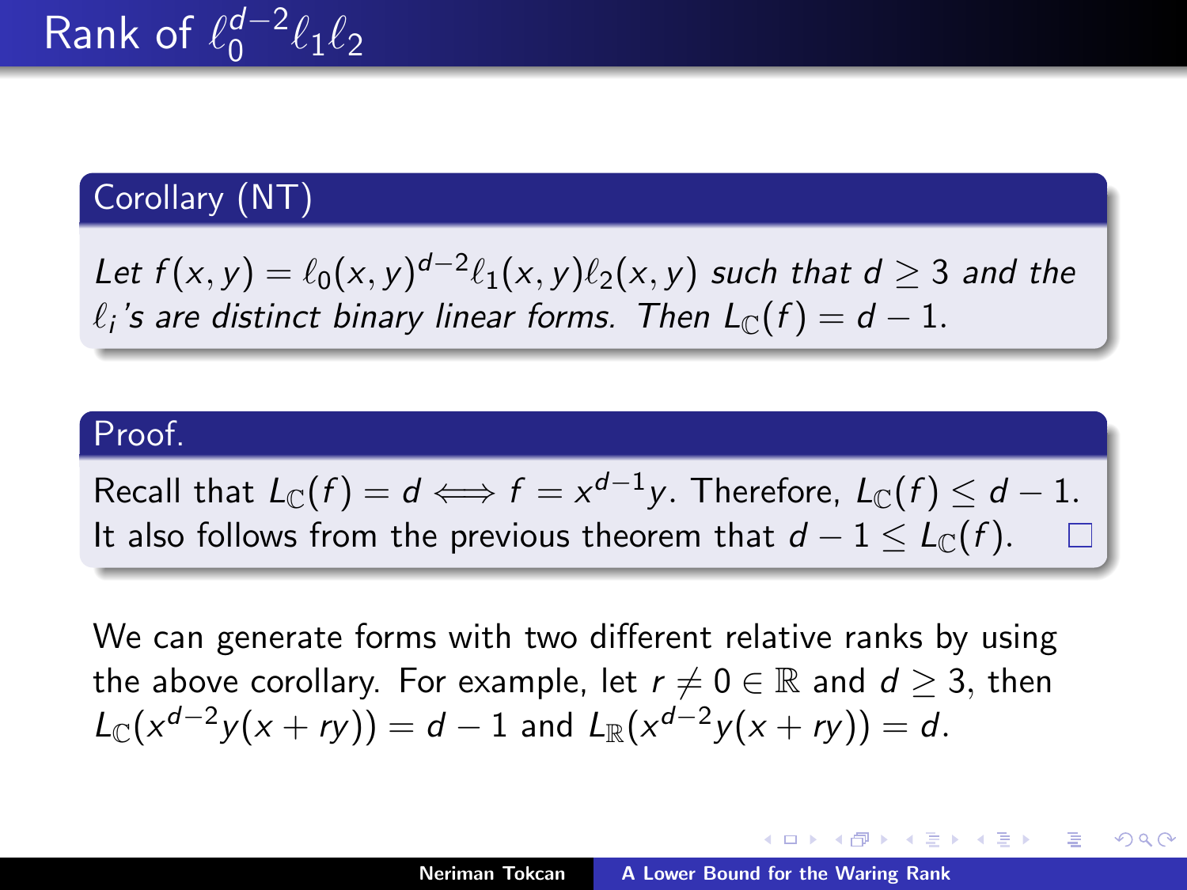# Rank of $\ell_0^{d-2}\ell_1\ell_2$

**Corollary (NT)**

*Let $f(x,y) = \ell_0(x,y)^{d-2}\ell_1(x,y)\ell_2(x,y)$ such that $d \geq 3$ and the $\ell_i$'s are distinct binary linear forms. Then $L_{\mathbb{C}}(f) = d-1$.*

**Proof.**

Recall that $L_{\mathbb{C}}(f) = d \iff f = x^{d-1}y$. Therefore, $L_{\mathbb{C}}(f) \leq d-1$. It also follows from the previous theorem that $d-1 \leq L_{\mathbb{C}}(f)$. □

We can generate forms with two different relative ranks by using the above corollary. For example, let $r \neq 0 \in \mathbb{R}$ and $d \geq 3$, then $L_{\mathbb{C}}(x^{d-2}y(x+ry)) = d-1$ and $L_{\mathbb{R}}(x^{d-2}y(x+ry)) = d$.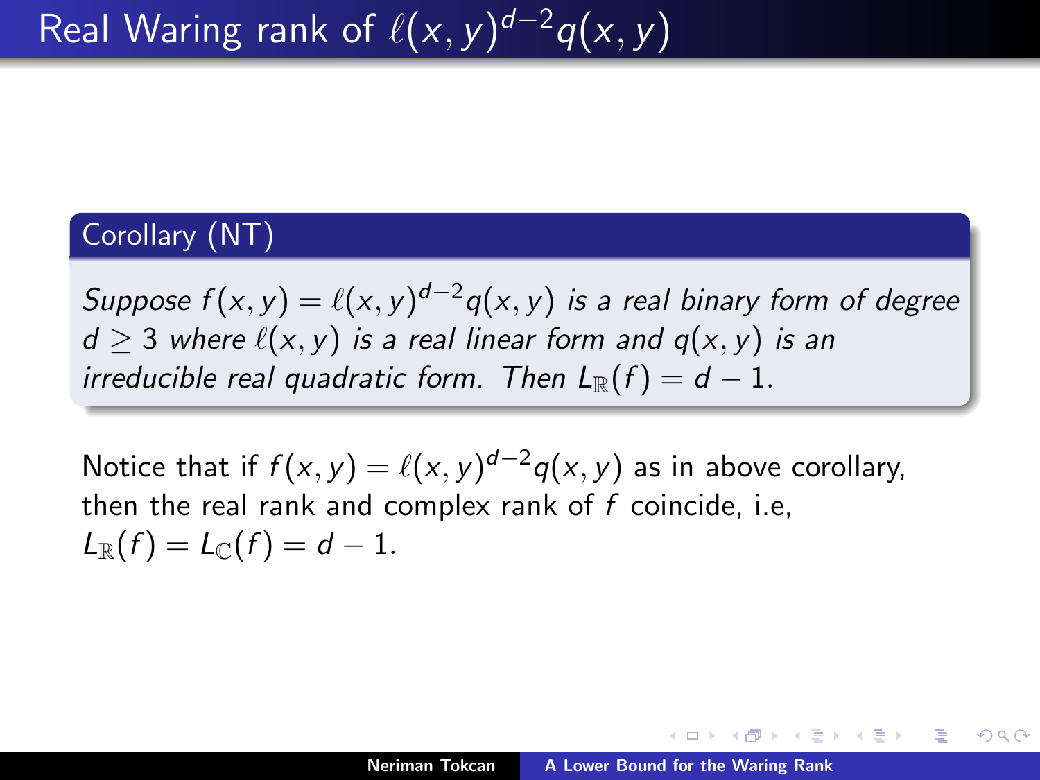# Real Waring rank of $\ell(x,y)^{d-2}q(x,y)$

**Corollary (NT)**

*Suppose $f(x,y) = \ell(x,y)^{d-2}q(x,y)$ is a real binary form of degree $d \geq 3$ where $\ell(x,y)$ is a real linear form and $q(x,y)$ is an irreducible real quadratic form. Then $L_{\mathbb{R}}(f) = d-1$.*

Notice that if $f(x,y) = \ell(x,y)^{d-2}q(x,y)$ as in above corollary, then the real rank and complex rank of $f$ coincide, i.e, $L_{\mathbb{R}}(f) = L_{\mathbb{C}}(f) = d-1$.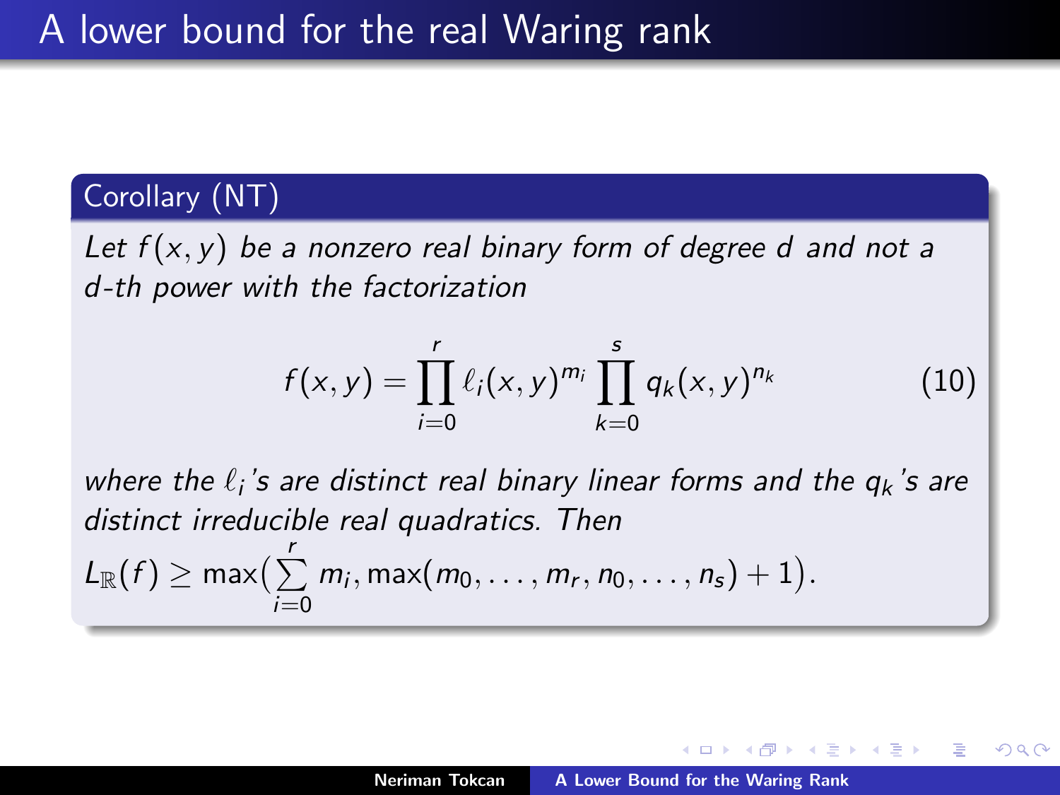# A lower bound for the real Waring rank

**Corollary (NT)**

*Let $f(x, y)$ be a nonzero real binary form of degree $d$ and not a $d$-th power with the factorization*

$$f(x, y) = \prod_{i=0}^{r} \ell_i(x, y)^{m_i} \prod_{k=0}^{s} q_k(x, y)^{n_k} \tag{10}$$

*where the $\ell_i$'s are distinct real binary linear forms and the $q_k$'s are distinct irreducible real quadratics. Then*
$L_{\mathbb{R}}(f) \geq \max\left(\sum_{i=0}^{r} m_i, \max(m_0, \ldots, m_r, n_0, \ldots, n_s) + 1\right).$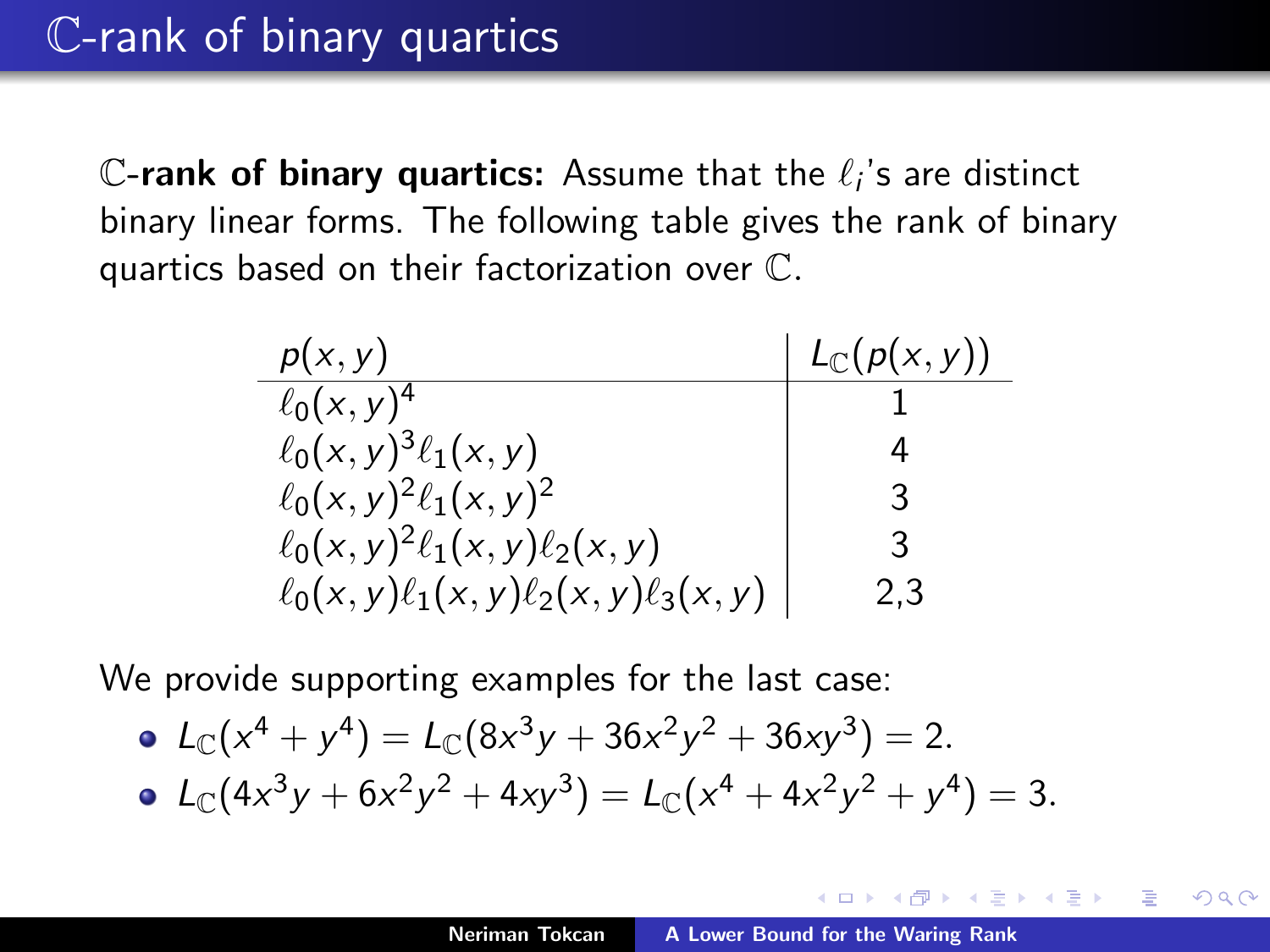# $\mathbb{C}$-rank of binary quartics

$\mathbb{C}$-**rank of binary quartics:** Assume that the $\ell_i$'s are distinct binary linear forms. The following table gives the rank of binary quartics based on their factorization over $\mathbb{C}$.

| $p(x,y)$ | $L_{\mathbb{C}}(p(x,y))$ |
|---|---|
| $\ell_0(x,y)^4$ | 1 |
| $\ell_0(x,y)^3\ell_1(x,y)$ | 4 |
| $\ell_0(x,y)^2\ell_1(x,y)^2$ | 3 |
| $\ell_0(x,y)^2\ell_1(x,y)\ell_2(x,y)$ | 3 |
| $\ell_0(x,y)\ell_1(x,y)\ell_2(x,y)\ell_3(x,y)$ | 2,3 |

We provide supporting examples for the last case:

- $L_{\mathbb{C}}(x^4 + y^4) = L_{\mathbb{C}}(8x^3y + 36x^2y^2 + 36xy^3) = 2.$
- $L_{\mathbb{C}}(4x^3y + 6x^2y^2 + 4xy^3) = L_{\mathbb{C}}(x^4 + 4x^2y^2 + y^4) = 3.$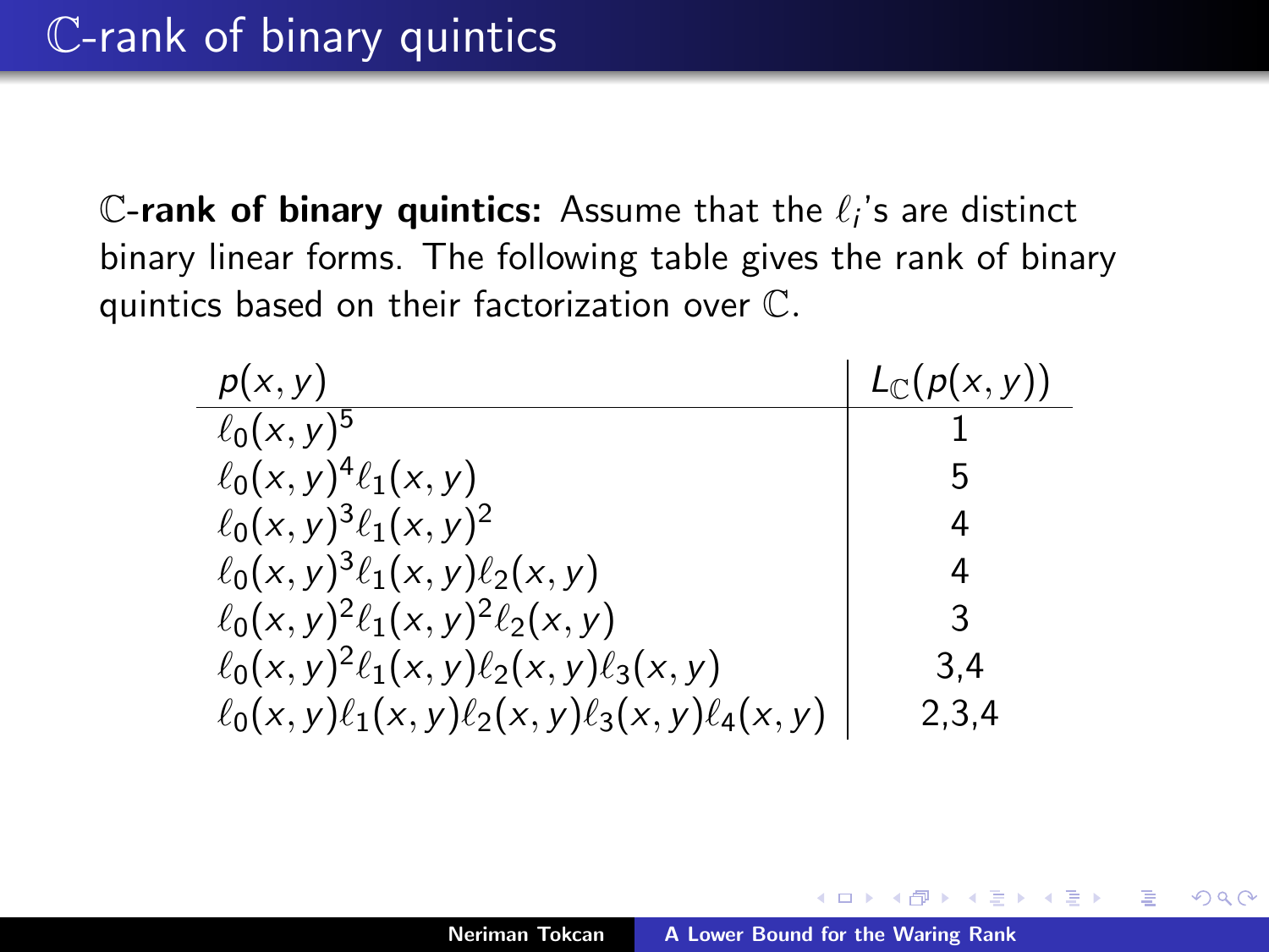# $\mathbb{C}$-rank of binary quintics

$\mathbb{C}$**-rank of binary quintics:** Assume that the $\ell_i$'s are distinct binary linear forms. The following table gives the rank of binary quintics based on their factorization over $\mathbb{C}$.

| $p(x,y)$ | $L_{\mathbb{C}}(p(x,y))$ |
|---|---|
| $\ell_0(x,y)^5$ | 1 |
| $\ell_0(x,y)^4\ell_1(x,y)$ | 5 |
| $\ell_0(x,y)^3\ell_1(x,y)^2$ | 4 |
| $\ell_0(x,y)^3\ell_1(x,y)\ell_2(x,y)$ | 4 |
| $\ell_0(x,y)^2\ell_1(x,y)^2\ell_2(x,y)$ | 3 |
| $\ell_0(x,y)^2\ell_1(x,y)\ell_2(x,y)\ell_3(x,y)$ | 3,4 |
| $\ell_0(x,y)\ell_1(x,y)\ell_2(x,y)\ell_3(x,y)\ell_4(x,y)$ | 2,3,4 |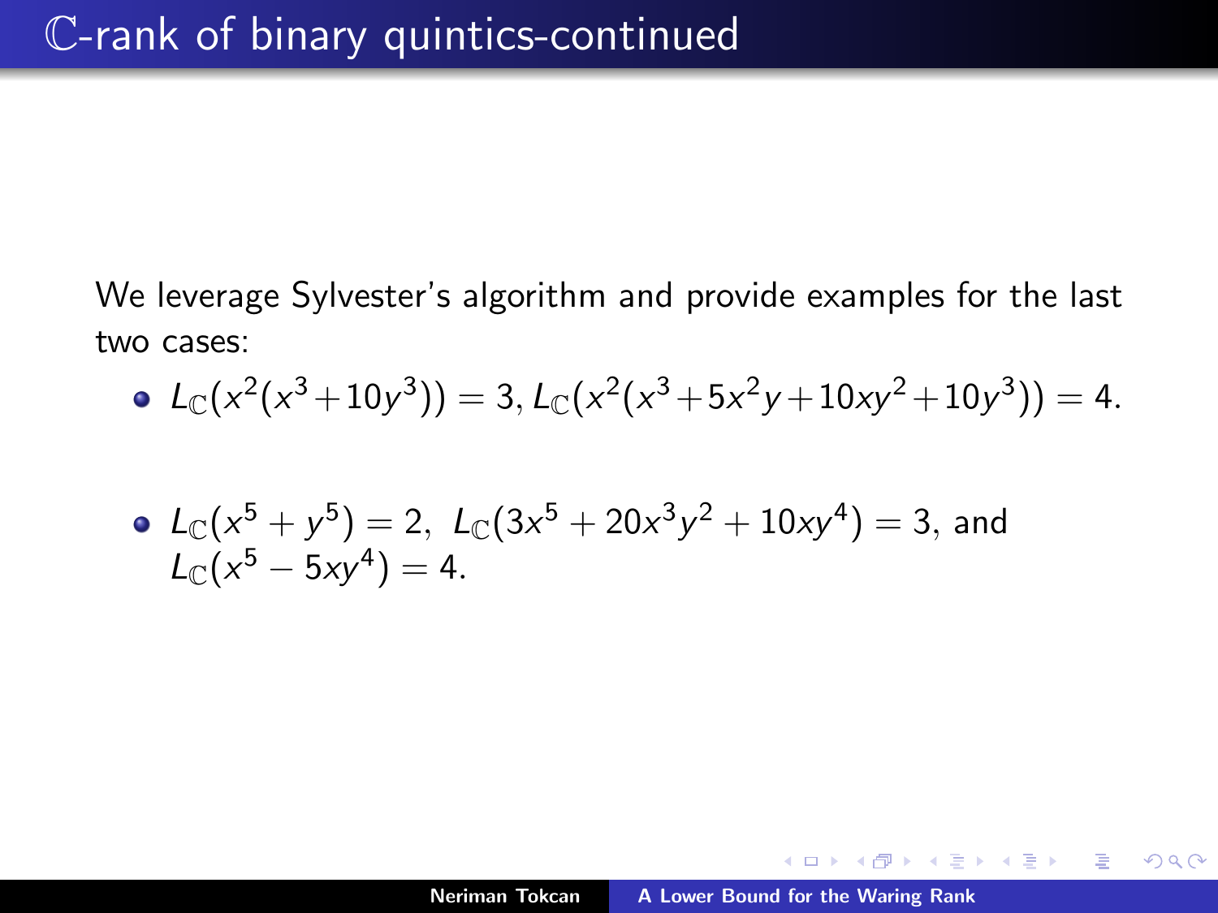# $\mathbb{C}$-rank of binary quintics-continued

We leverage Sylvester's algorithm and provide examples for the last two cases:

- $L_{\mathbb{C}}(x^2(x^3+10y^3)) = 3, L_{\mathbb{C}}(x^2(x^3+5x^2y+10xy^2+10y^3)) = 4.$

- $L_{\mathbb{C}}(x^5+y^5) = 2,\ L_{\mathbb{C}}(3x^5+20x^3y^2+10xy^4) = 3$, and $L_{\mathbb{C}}(x^5-5xy^4) = 4.$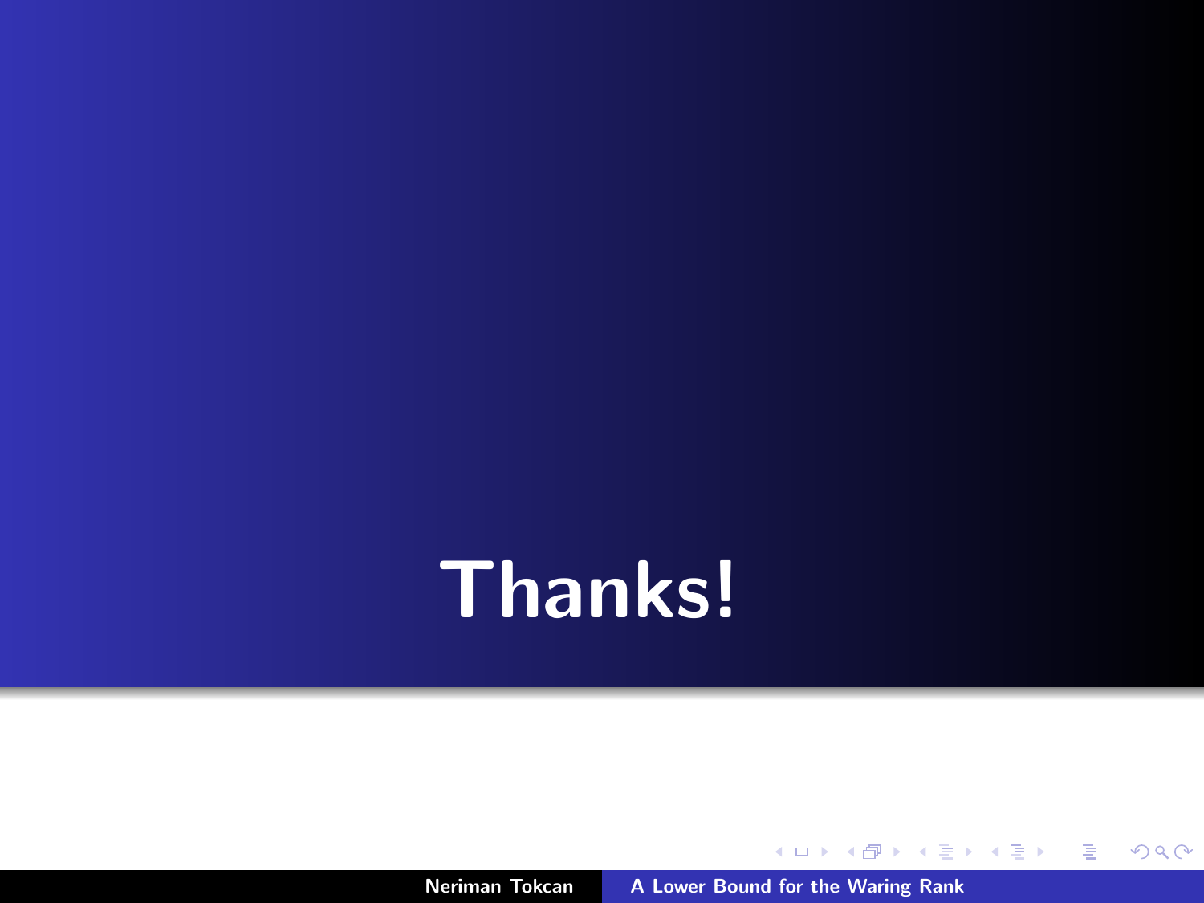# Thanks!